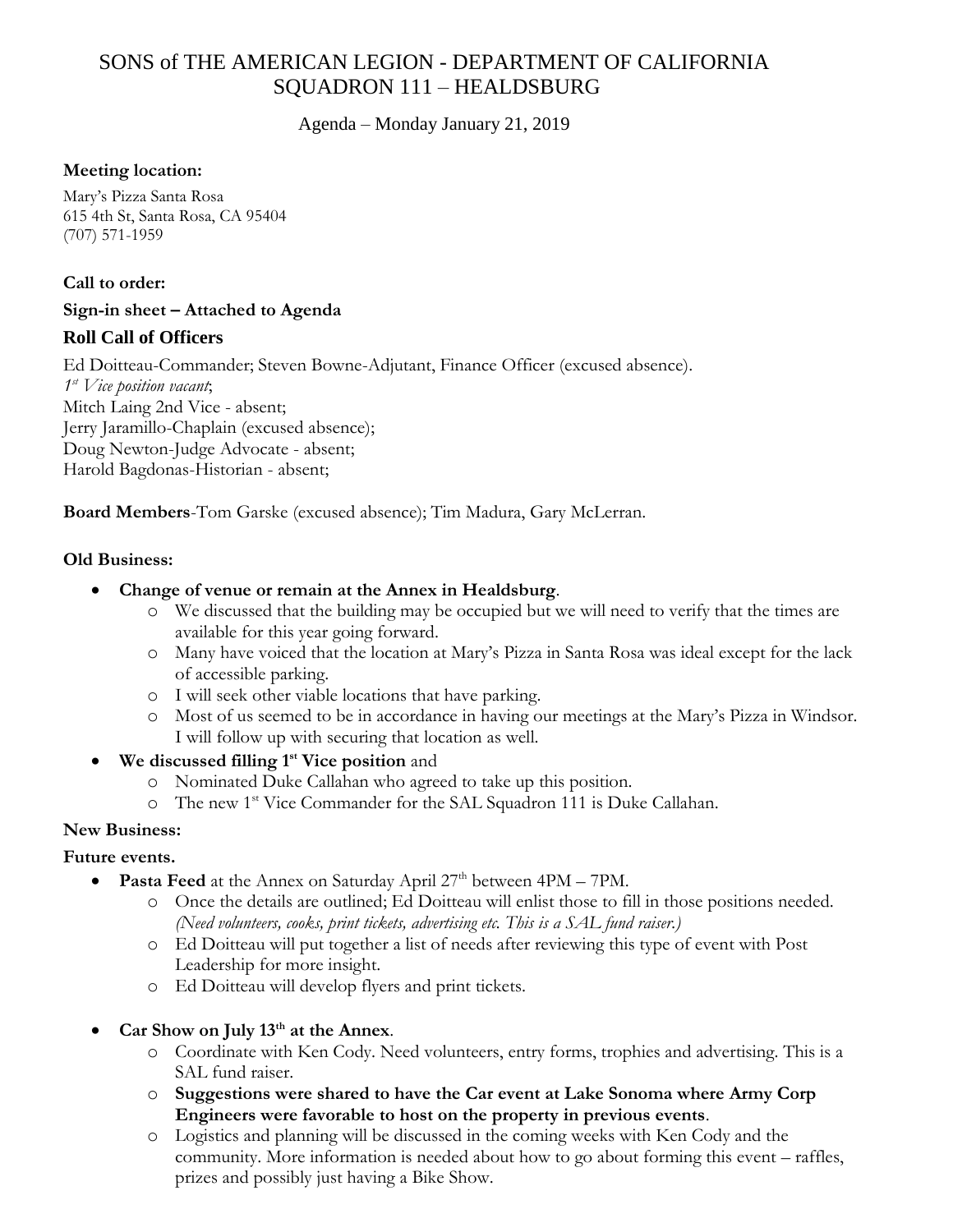# SONS of THE AMERICAN LEGION - DEPARTMENT OF CALIFORNIA
# SQUADRON 111 – HEALDSBURG

Agenda – Monday January 21, 2019

**Meeting location:**

Mary's Pizza Santa Rosa
615 4th St, Santa Rosa, CA 95404
(707) 571-1959

**Call to order:**

**Sign-in sheet – Attached to Agenda**

## Roll Call of Officers

Ed Doitteau-Commander; Steven Bowne-Adjutant, Finance Officer (excused absence).
*1st Vice position vacant*;
Mitch Laing 2nd Vice - absent;
Jerry Jaramillo-Chaplain (excused absence);
Doug Newton-Judge Advocate - absent;
Harold Bagdonas-Historian - absent;

**Board Members**-Tom Garske (excused absence); Tim Madura, Gary McLerran.

**Old Business:**

- **Change of venue or remain at the Annex in Healdsburg**.
  - We discussed that the building may be occupied but we will need to verify that the times are available for this year going forward.
  - Many have voiced that the location at Mary's Pizza in Santa Rosa was ideal except for the lack of accessible parking.
  - I will seek other viable locations that have parking.
  - Most of us seemed to be in accordance in having our meetings at the Mary's Pizza in Windsor. I will follow up with securing that location as well.
- **We discussed filling 1st Vice position** and
  - Nominated Duke Callahan who agreed to take up this position.
  - The new 1st Vice Commander for the SAL Squadron 111 is Duke Callahan.

**New Business:**

**Future events.**

- **Pasta Feed** at the Annex on Saturday April 27th between 4PM – 7PM.
  - Once the details are outlined; Ed Doitteau will enlist those to fill in those positions needed. *(Need volunteers, cooks, print tickets, advertising etc. This is a SAL fund raiser.)*
  - Ed Doitteau will put together a list of needs after reviewing this type of event with Post Leadership for more insight.
  - Ed Doitteau will develop flyers and print tickets.

- **Car Show on July 13th at the Annex**.
  - Coordinate with Ken Cody. Need volunteers, entry forms, trophies and advertising. This is a SAL fund raiser.
  - **Suggestions were shared to have the Car event at Lake Sonoma where Army Corp Engineers were favorable to host on the property in previous events**.
  - Logistics and planning will be discussed in the coming weeks with Ken Cody and the community. More information is needed about how to go about forming this event – raffles, prizes and possibly just having a Bike Show.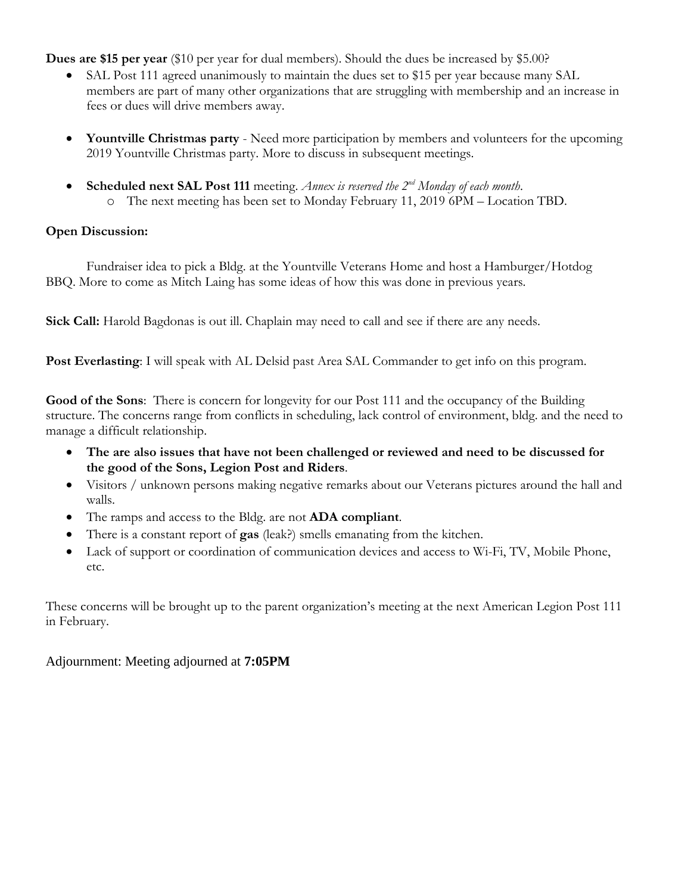**Dues are $15 per year** ($10 per year for dual members). Should the dues be increased by $5.00?

- SAL Post 111 agreed unanimously to maintain the dues set to $15 per year because many SAL members are part of many other organizations that are struggling with membership and an increase in fees or dues will drive members away.

- **Yountville Christmas party** - Need more participation by members and volunteers for the upcoming 2019 Yountville Christmas party. More to discuss in subsequent meetings.

- **Scheduled next SAL Post 111** meeting. *Annex is reserved the 2nd Monday of each month.*
  - The next meeting has been set to Monday February 11, 2019 6PM – Location TBD.

**Open Discussion:**

Fundraiser idea to pick a Bldg. at the Yountville Veterans Home and host a Hamburger/Hotdog BBQ. More to come as Mitch Laing has some ideas of how this was done in previous years.

**Sick Call:** Harold Bagdonas is out ill. Chaplain may need to call and see if there are any needs.

**Post Everlasting**: I will speak with AL Delsid past Area SAL Commander to get info on this program.

**Good of the Sons**: There is concern for longevity for our Post 111 and the occupancy of the Building structure. The concerns range from conflicts in scheduling, lack control of environment, bldg. and the need to manage a difficult relationship.

- **The are also issues that have not been challenged or reviewed and need to be discussed for the good of the Sons, Legion Post and Riders**.
- Visitors / unknown persons making negative remarks about our Veterans pictures around the hall and walls.
- The ramps and access to the Bldg. are not **ADA compliant**.
- There is a constant report of **gas** (leak?) smells emanating from the kitchen.
- Lack of support or coordination of communication devices and access to Wi-Fi, TV, Mobile Phone, etc.

These concerns will be brought up to the parent organization's meeting at the next American Legion Post 111 in February.

Adjournment: Meeting adjourned at **7:05PM**